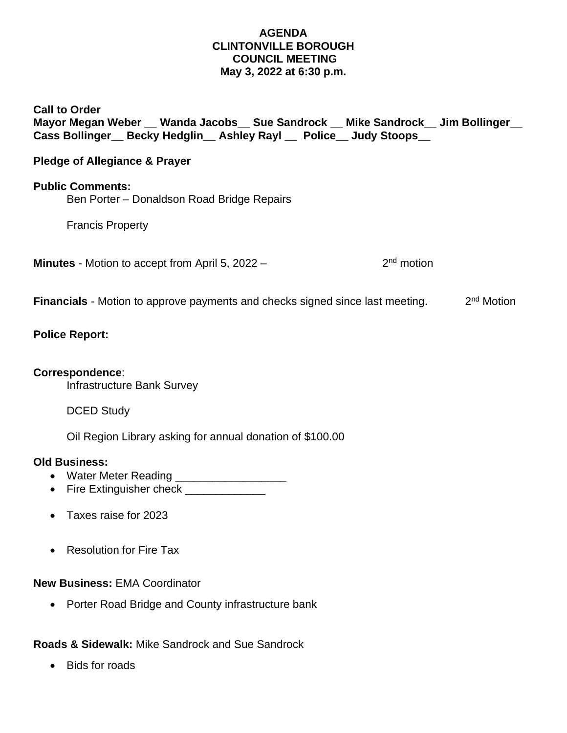**AGENDA**
**CLINTONVILLE BOROUGH**
**COUNCIL MEETING**
**May 3, 2022 at 6:30 p.m.**

**Call to Order**
**Mayor Megan Weber __ Wanda Jacobs__ Sue Sandrock __ Mike Sandrock__ Jim Bollinger__ Cass Bollinger__ Becky Hedglin__ Ashley Rayl __ Police__ Judy Stoops__**

**Pledge of Allegiance & Prayer**

**Public Comments:**

Ben Porter – Donaldson Road Bridge Repairs

Francis Property

**Minutes** - Motion to accept from April 5, 2022 – 2nd motion

**Financials** - Motion to approve payments and checks signed since last meeting. 2nd Motion

**Police Report:**

**Correspondence**:

Infrastructure Bank Survey

DCED Study

Oil Region Library asking for annual donation of $100.00

**Old Business:**

- Water Meter Reading __________________
- Fire Extinguisher check _____________
- Taxes raise for 2023
- Resolution for Fire Tax

**New Business:** EMA Coordinator

- Porter Road Bridge and County infrastructure bank

**Roads & Sidewalk:** Mike Sandrock and Sue Sandrock

- Bids for roads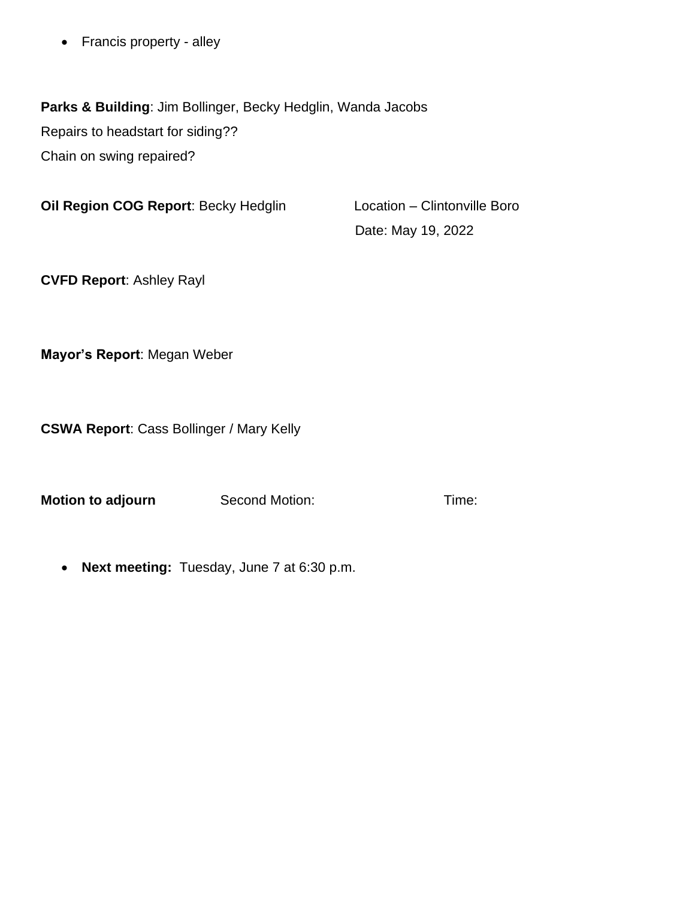- Francis property - alley

**Parks & Building**: Jim Bollinger, Becky Hedglin, Wanda Jacobs

Repairs to headstart for siding??

Chain on swing repaired?

**Oil Region COG Report**: Becky Hedglin    Location – Clintonville Boro

Date: May 19, 2022

**CVFD Report**: Ashley Rayl

**Mayor's Report**: Megan Weber

**CSWA Report**: Cass Bollinger / Mary Kelly

**Motion to adjourn**    Second Motion:    Time:

- **Next meeting:** Tuesday, June 7 at 6:30 p.m.